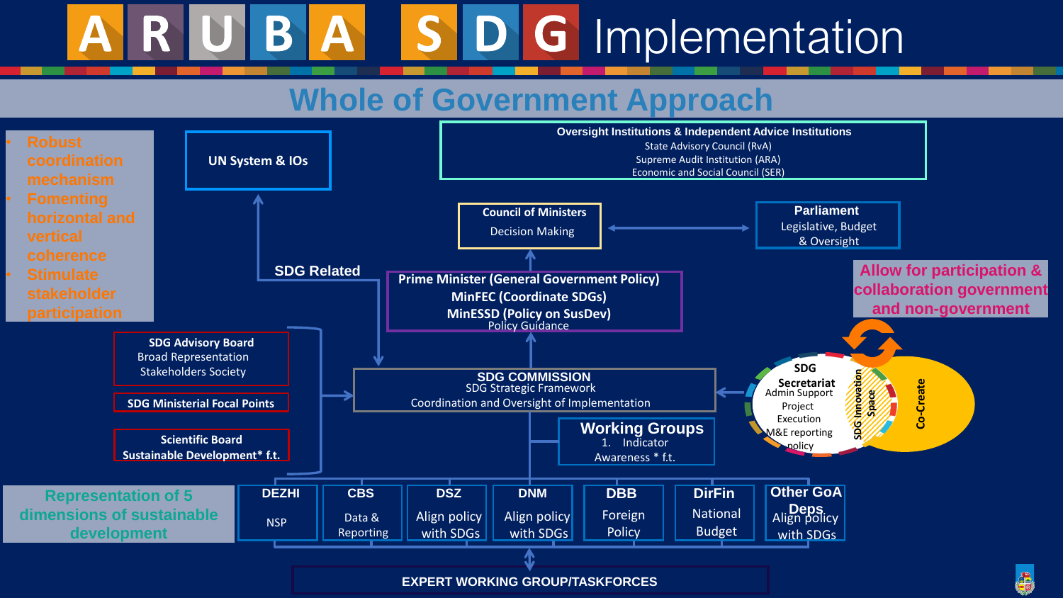# ARUBA SDG Implementation

## Whole of Government Approach

- Robust coordination mechanism
- Fomenting horizontal and vertical coherence
- Stimulate stakeholder participation

**UN System & IOs**

**Oversight Institutions & Independent Advice Institutions**
State Advisory Council (RvA)
Supreme Audit Institution (ARA)
Economic and Social Council (SER)

**Council of Ministers**
Decision Making

**Parliament**
Legislative, Budget & Oversight

**SDG Related**

**Prime Minister (General Government Policy)**
**MinFEC (Coordinate SDGs)**
**MinESSD (Policy on SusDev)**
Policy Guidance

**Allow for participation & collaboration government and non-government**

**SDG Advisory Board**
Broad Representation
Stakeholders Society

**SDG Ministerial Focal Points**

**Scientific Board Sustainable Development* f.t.**

**SDG COMMISSION**
SDG Strategic Framework
Coordination and Oversight of Implementation

**Working Groups**
1. Indicator
Awareness * f.t.

**SDG Secretariat**
Admin Support
Project Execution
M&E reporting
policy

SDG Innovation Space

Co-Create

**Representation of 5 dimensions of sustainable development**

| DEZHI | CBS | DSZ | DNM | DBB | DirFin | Other GoA Deps |
|---|---|---|---|---|---|---|
| NSP | Data & Reporting | Align policy with SDGs | Align policy with SDGs | Foreign Policy | National Budget | Align policy with SDGs |

**EXPERT WORKING GROUP/TASKFORCES**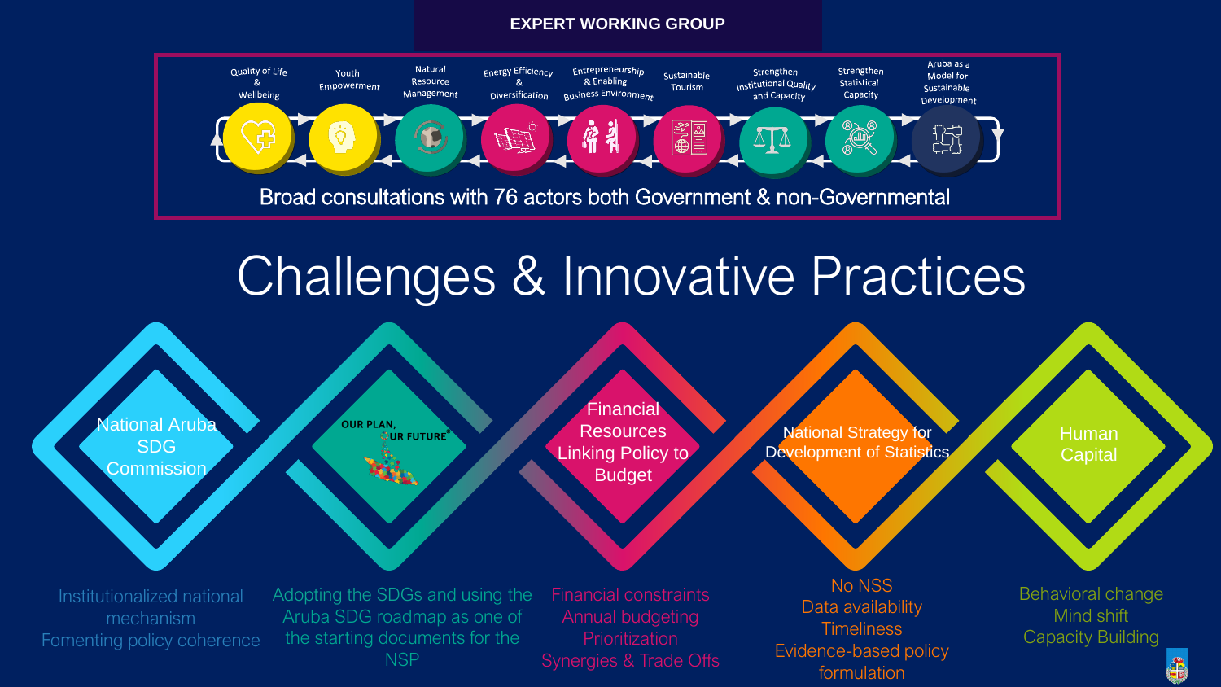## EXPERT WORKING GROUP

Quality of Life & Wellbeing — Youth Empowerment — Natural Resource Management — Energy Efficiency & Diversification — Entrepreneurship & Enabling Business Environment — Sustainable Tourism — Strengthen Institutional Quality and Capacity — Strengthen Statistical Capacity — Aruba as a Model for Sustainable Development

Broad consultations with 76 actors both Government & non-Governmental

# Challenges & Innovative Practices

**National Aruba SDG Commission**

Institutionalized national mechanism
Fomenting policy coherence

**OUR PLAN, OUR FUTURE**

Adopting the SDGs and using the Aruba SDG roadmap as one of the starting documents for the NSP

**Financial Resources Linking Policy to Budget**

Financial constraints
Annual budgeting
Prioritization
Synergies & Trade Offs

**National Strategy for Development of Statistics**

No NSS
Data availability
Timeliness
Evidence-based policy formulation

**Human Capital**

Behavioral change
Mind shift
Capacity Building